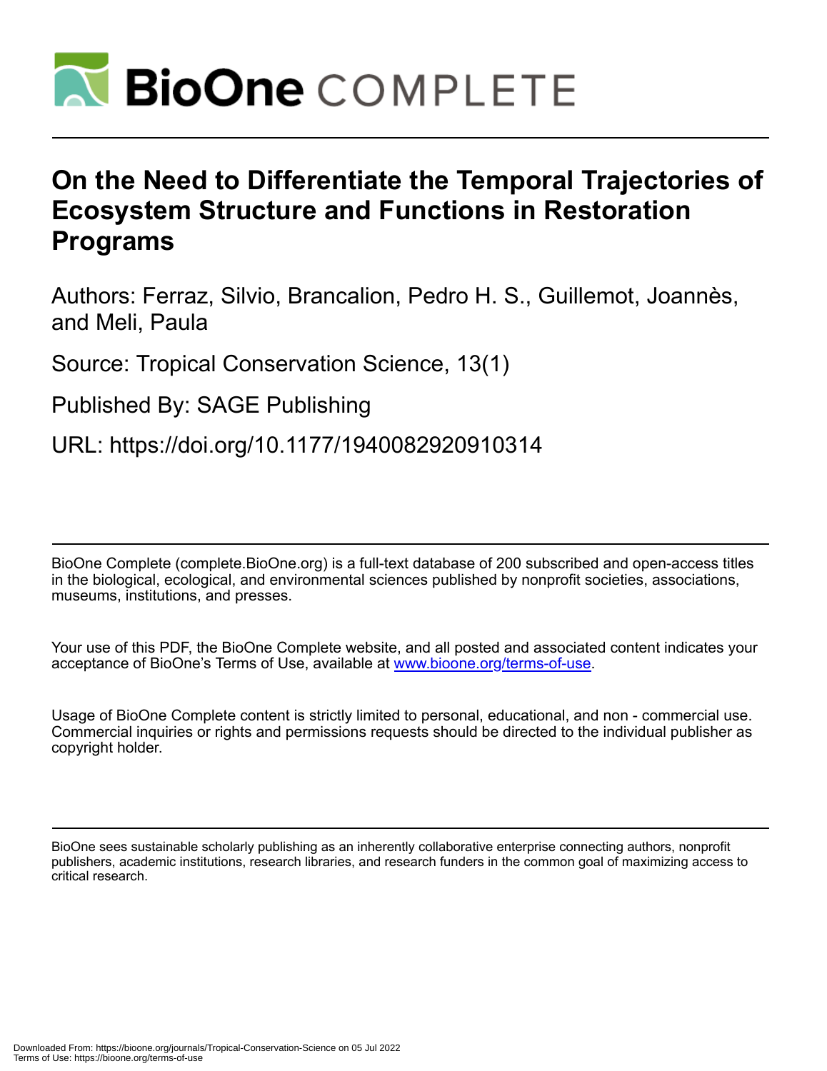# On the Need to Differentiate the Temporal Trajectories of Ecosystem Structure and Functions in Restoration Programs

Authors: Ferraz, Silvio, Brancalion, Pedro H. S., Guillemot, Joannès, and Meli, Paula

Source: Tropical Conservation Science, 13(1)

Published By: SAGE Publishing

URL: https://doi.org/10.1177/1940082920910314

BioOne Complete (complete.BioOne.org) is a full-text database of 200 subscribed and open-access titles in the biological, ecological, and environmental sciences published by nonprofit societies, associations, museums, institutions, and presses.

Your use of this PDF, the BioOne Complete website, and all posted and associated content indicates your acceptance of BioOne's Terms of Use, available at www.bioone.org/terms-of-use.

Usage of BioOne Complete content is strictly limited to personal, educational, and non - commercial use. Commercial inquiries or rights and permissions requests should be directed to the individual publisher as copyright holder.

BioOne sees sustainable scholarly publishing as an inherently collaborative enterprise connecting authors, nonprofit publishers, academic institutions, research libraries, and research funders in the common goal of maximizing access to critical research.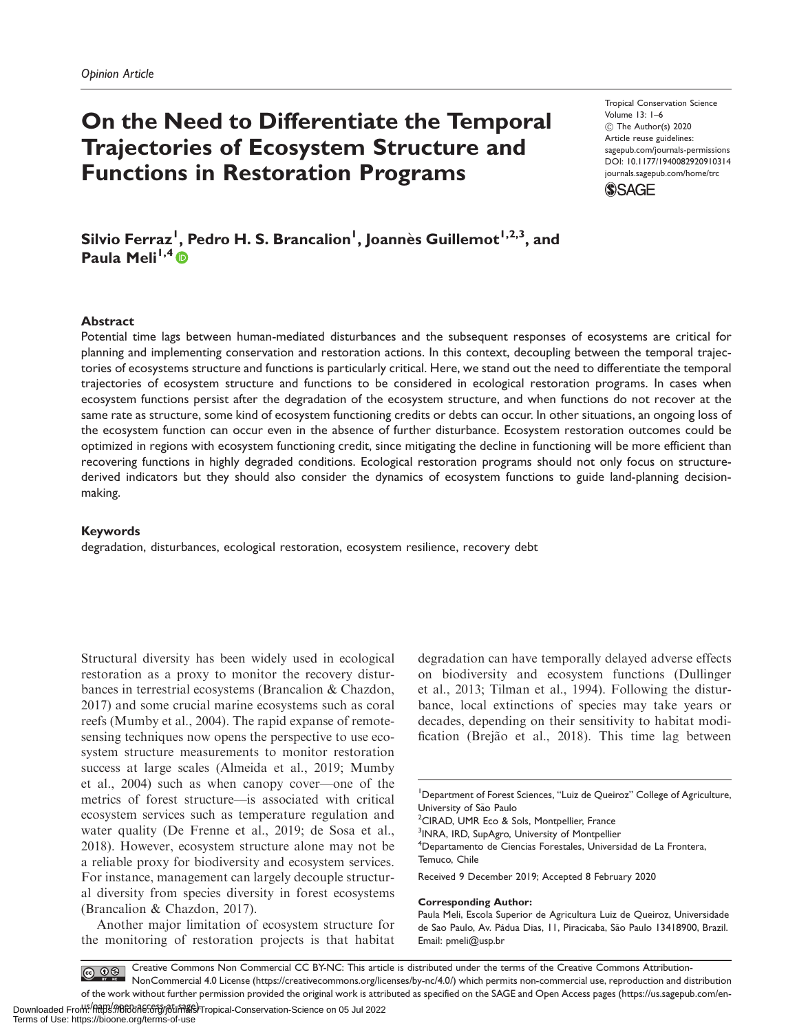Opinion Article

# On the Need to Differentiate the Temporal Trajectories of Ecosystem Structure and Functions in Restoration Programs

Silvio Ferraz[1], Pedro H. S. Brancalion[1], Joannès Guillemot[1,2,3], and Paula Meli[1,4]

## Abstract

Potential time lags between human-mediated disturbances and the subsequent responses of ecosystems are critical for planning and implementing conservation and restoration actions. In this context, decoupling between the temporal trajectories of ecosystems structure and functions is particularly critical. Here, we stand out the need to differentiate the temporal trajectories of ecosystem structure and functions to be considered in ecological restoration programs. In cases when ecosystem functions persist after the degradation of the ecosystem structure, and when functions do not recover at the same rate as structure, some kind of ecosystem functioning credits or debts can occur. In other situations, an ongoing loss of the ecosystem function can occur even in the absence of further disturbance. Ecosystem restoration outcomes could be optimized in regions with ecosystem functioning credit, since mitigating the decline in functioning will be more efficient than recovering functions in highly degraded conditions. Ecological restoration programs should not only focus on structure-derived indicators but they should also consider the dynamics of ecosystem functions to guide land-planning decision-making.

## Keywords

degradation, disturbances, ecological restoration, ecosystem resilience, recovery debt

Structural diversity has been widely used in ecological restoration as a proxy to monitor the recovery disturbances in terrestrial ecosystems (Brancalion & Chazdon, 2017) and some crucial marine ecosystems such as coral reefs (Mumby et al., 2004). The rapid expanse of remote-sensing techniques now opens the perspective to use ecosystem structure measurements to monitor restoration success at large scales (Almeida et al., 2019; Mumby et al., 2004) such as when canopy cover—one of the metrics of forest structure—is associated with critical ecosystem services such as temperature regulation and water quality (De Frenne et al., 2019; de Sosa et al., 2018). However, ecosystem structure alone may not be a reliable proxy for biodiversity and ecosystem services. For instance, management can largely decouple structural diversity from species diversity in forest ecosystems (Brancalion & Chazdon, 2017).

Another major limitation of ecosystem structure for the monitoring of restoration projects is that habitat degradation can have temporally delayed adverse effects on biodiversity and ecosystem functions (Dullinger et al., 2013; Tilman et al., 1994). Following the disturbance, local extinctions of species may take years or decades, depending on their sensitivity to habitat modification (Brejão et al., 2018). This time lag between

[1]Department of Forest Sciences, "Luiz de Queiroz" College of Agriculture, University of São Paulo
[2]CIRAD, UMR Eco & Sols, Montpellier, France
[3]INRA, IRD, SupAgro, University of Montpellier
[4]Departamento de Ciencias Forestales, Universidad de La Frontera, Temuco, Chile

Received 9 December 2019; Accepted 8 February 2020

**Corresponding Author:**
Paula Meli, Escola Superior de Agricultura Luiz de Queiroz, Universidade de Sao Paulo, Av. Pádua Dias, 11, Piracicaba, São Paulo 13418900, Brazil.
Email: pmeli@usp.br

Creative Commons Non Commercial CC BY-NC: This article is distributed under the terms of the Creative Commons Attribution-NonCommercial 4.0 License (https://creativecommons.org/licenses/by-nc/4.0/) which permits non-commercial use, reproduction and distribution of the work without further permission provided the original work is attributed as specified on the SAGE and Open Access pages (https://us.sagepub.com/en-us/nam/open-access-at-sage).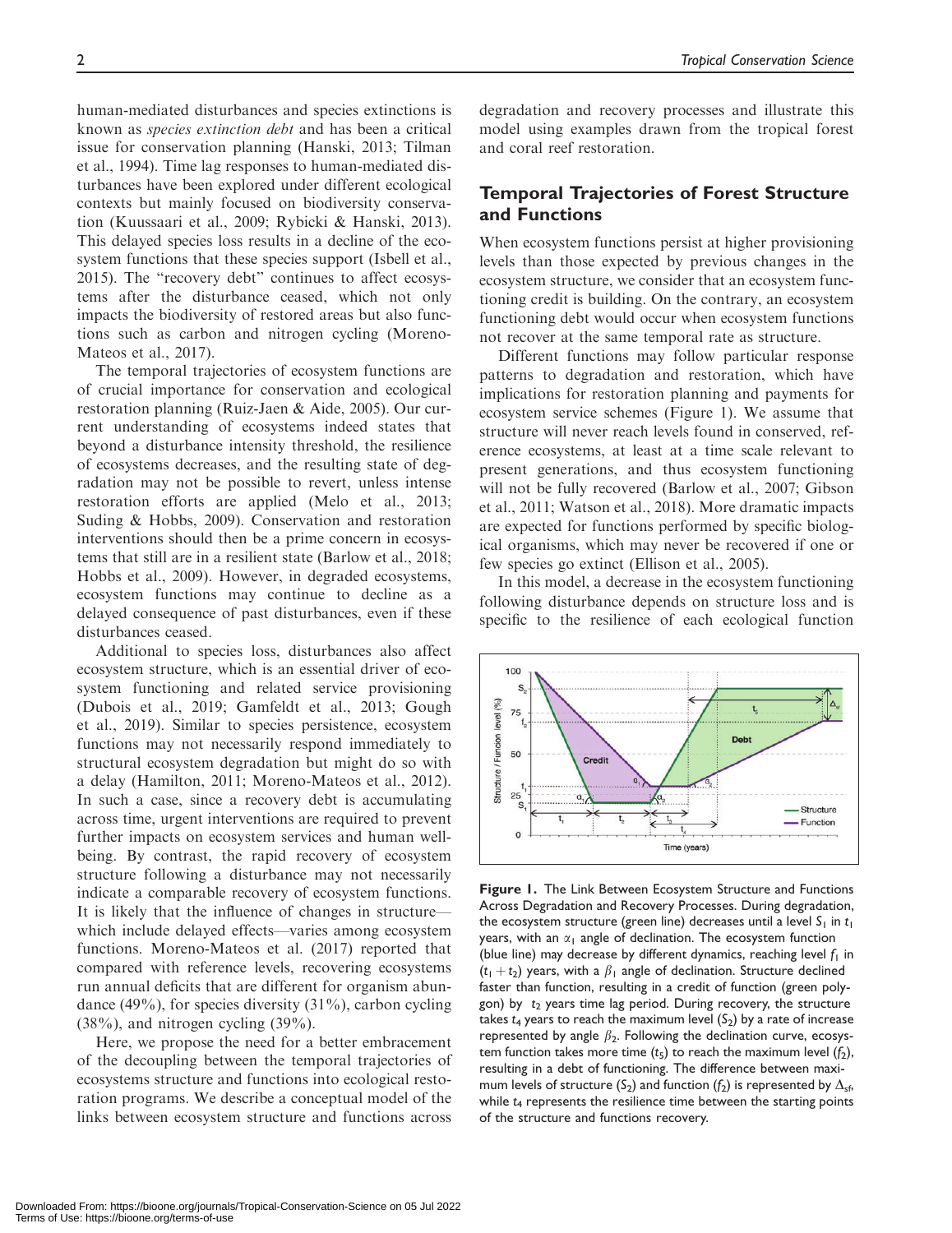human-mediated disturbances and species extinctions is known as *species extinction debt* and has been a critical issue for conservation planning (Hanski, 2013; Tilman et al., 1994). Time lag responses to human-mediated disturbances have been explored under different ecological contexts but mainly focused on biodiversity conservation (Kuussaari et al., 2009; Rybicki & Hanski, 2013). This delayed species loss results in a decline of the ecosystem functions that these species support (Isbell et al., 2015). The "recovery debt" continues to affect ecosystems after the disturbance ceased, which not only impacts the biodiversity of restored areas but also functions such as carbon and nitrogen cycling (Moreno-Mateos et al., 2017).

The temporal trajectories of ecosystem functions are of crucial importance for conservation and ecological restoration planning (Ruiz-Jaen & Aide, 2005). Our current understanding of ecosystems indeed states that beyond a disturbance intensity threshold, the resilience of ecosystems decreases, and the resulting state of degradation may not be possible to revert, unless intense restoration efforts are applied (Melo et al., 2013; Suding & Hobbs, 2009). Conservation and restoration interventions should then be a prime concern in ecosystems that still are in a resilient state (Barlow et al., 2018; Hobbs et al., 2009). However, in degraded ecosystems, ecosystem functions may continue to decline as a delayed consequence of past disturbances, even if these disturbances ceased.

Additional to species loss, disturbances also affect ecosystem structure, which is an essential driver of ecosystem functioning and related service provisioning (Dubois et al., 2019; Gamfeldt et al., 2013; Gough et al., 2019). Similar to species persistence, ecosystem functions may not necessarily respond immediately to structural ecosystem degradation but might do so with a delay (Hamilton, 2011; Moreno-Mateos et al., 2012). In such a case, since a recovery debt is accumulating across time, urgent interventions are required to prevent further impacts on ecosystem services and human well-being. By contrast, the rapid recovery of ecosystem structure following a disturbance may not necessarily indicate a comparable recovery of ecosystem functions. It is likely that the influence of changes in structure—which include delayed effects—varies among ecosystem functions. Moreno-Mateos et al. (2017) reported that compared with reference levels, recovering ecosystems run annual deficits that are different for organism abundance (49%), for species diversity (31%), carbon cycling (38%), and nitrogen cycling (39%).

Here, we propose the need for a better embracement of the decoupling between the temporal trajectories of ecosystems structure and functions into ecological restoration programs. We describe a conceptual model of the links between ecosystem structure and functions across degradation and recovery processes and illustrate this model using examples drawn from the tropical forest and coral reef restoration.

## Temporal Trajectories of Forest Structure and Functions

When ecosystem functions persist at higher provisioning levels than those expected by previous changes in the ecosystem structure, we consider that an ecosystem functioning credit is building. On the contrary, an ecosystem functioning debt would occur when ecosystem functions not recover at the same temporal rate as structure.

Different functions may follow particular response patterns to degradation and restoration, which have implications for restoration planning and payments for ecosystem service schemes (Figure 1). We assume that structure will never reach levels found in conserved, reference ecosystems, at least at a time scale relevant to present generations, and thus ecosystem functioning will not be fully recovered (Barlow et al., 2007; Gibson et al., 2011; Watson et al., 2018). More dramatic impacts are expected for functions performed by specific biological organisms, which may never be recovered if one or few species go extinct (Ellison et al., 2005).

In this model, a decrease in the ecosystem functioning following disturbance depends on structure loss and is specific to the resilience of each ecological function

**Figure 1.** The Link Between Ecosystem Structure and Functions Across Degradation and Recovery Processes. During degradation, the ecosystem structure (green line) decreases until a level $S_1$ in $t_1$ years, with an $\alpha_1$ angle of declination. The ecosystem function (blue line) may decrease by different dynamics, reaching level $f_1$ in $(t_1 + t_2)$ years, with a $\beta_1$ angle of declination. Structure declined faster than function, resulting in a credit of function (green polygon) by $t_2$ years time lag period. During recovery, the structure takes $t_4$ years to reach the maximum level ($S_2$) by a rate of increase represented by angle $\beta_2$. Following the declination curve, ecosystem function takes more time ($t_5$) to reach the maximum level ($f_2$), resulting in a debt of functioning. The difference between maximum levels of structure ($S_2$) and function ($f_2$) is represented by $\Delta_{sf}$, while $t_4$ represents the resilience time between the starting points of the structure and functions recovery.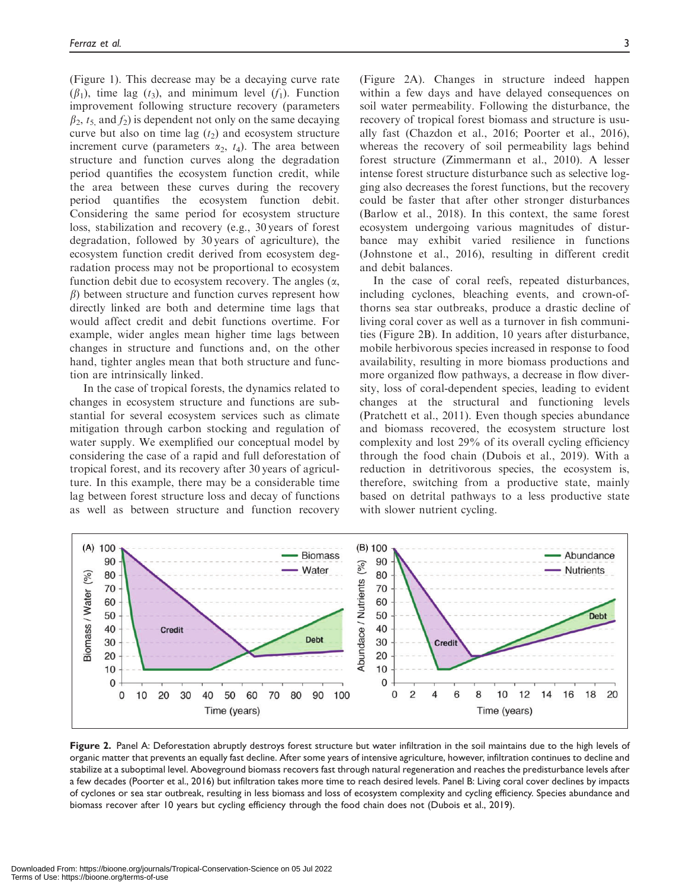(Figure 1). This decrease may be a decaying curve rate ($\beta_1$), time lag ($t_3$), and minimum level ($f_1$). Function improvement following structure recovery (parameters $\beta_2$, $t_5$ and $f_2$) is dependent not only on the same decaying curve but also on time lag ($t_2$) and ecosystem structure increment curve (parameters $\alpha_2$, $t_4$). The area between structure and function curves along the degradation period quantifies the ecosystem function credit, while the area between these curves during the recovery period quantifies the ecosystem function debit. Considering the same period for ecosystem structure loss, stabilization and recovery (e.g., 30 years of forest degradation, followed by 30 years of agriculture), the ecosystem function credit derived from ecosystem degradation process may not be proportional to ecosystem function debit due to ecosystem recovery. The angles ($\alpha$, $\beta$) between structure and function curves represent how directly linked are both and determine time lags that would affect credit and debit functions overtime. For example, wider angles mean higher time lags between changes in structure and functions and, on the other hand, tighter angles mean that both structure and function are intrinsically linked.

In the case of tropical forests, the dynamics related to changes in ecosystem structure and functions are substantial for several ecosystem services such as climate mitigation through carbon stocking and regulation of water supply. We exemplified our conceptual model by considering the case of a rapid and full deforestation of tropical forest, and its recovery after 30 years of agriculture. In this example, there may be a considerable time lag between forest structure loss and decay of functions as well as between structure and function recovery (Figure 2A). Changes in structure indeed happen within a few days and have delayed consequences on soil water permeability. Following the disturbance, the recovery of tropical forest biomass and structure is usually fast (Chazdon et al., 2016; Poorter et al., 2016), whereas the recovery of soil permeability lags behind forest structure (Zimmermann et al., 2010). A lesser intense forest structure disturbance such as selective logging also decreases the forest functions, but the recovery could be faster that after other stronger disturbances (Barlow et al., 2018). In this context, the same forest ecosystem undergoing various magnitudes of disturbance may exhibit varied resilience in functions (Johnstone et al., 2016), resulting in different credit and debit balances.

In the case of coral reefs, repeated disturbances, including cyclones, bleaching events, and crown-of-thorns sea star outbreaks, produce a drastic decline of living coral cover as well as a turnover in fish communities (Figure 2B). In addition, 10 years after disturbance, mobile herbivorous species increased in response to food availability, resulting in more biomass productions and more organized flow pathways, a decrease in flow diversity, loss of coral-dependent species, leading to evident changes at the structural and functioning levels (Pratchett et al., 2011). Even though species abundance and biomass recovered, the ecosystem structure lost complexity and lost 29% of its overall cycling efficiency through the food chain (Dubois et al., 2019). With a reduction in detritivorous species, the ecosystem is, therefore, switching from a productive state, mainly based on detrital pathways to a less productive state with slower nutrient cycling.

**Figure 2.** Panel A: Deforestation abruptly destroys forest structure but water infiltration in the soil maintains due to the high levels of organic matter that prevents an equally fast decline. After some years of intensive agriculture, however, infiltration continues to decline and stabilize at a suboptimal level. Aboveground biomass recovers fast through natural regeneration and reaches the predisturbance levels after a few decades (Poorter et al., 2016) but infiltration takes more time to reach desired levels. Panel B: Living coral cover declines by impacts of cyclones or sea star outbreak, resulting in less biomass and loss of ecosystem complexity and cycling efficiency. Species abundance and biomass recover after 10 years but cycling efficiency through the food chain does not (Dubois et al., 2019).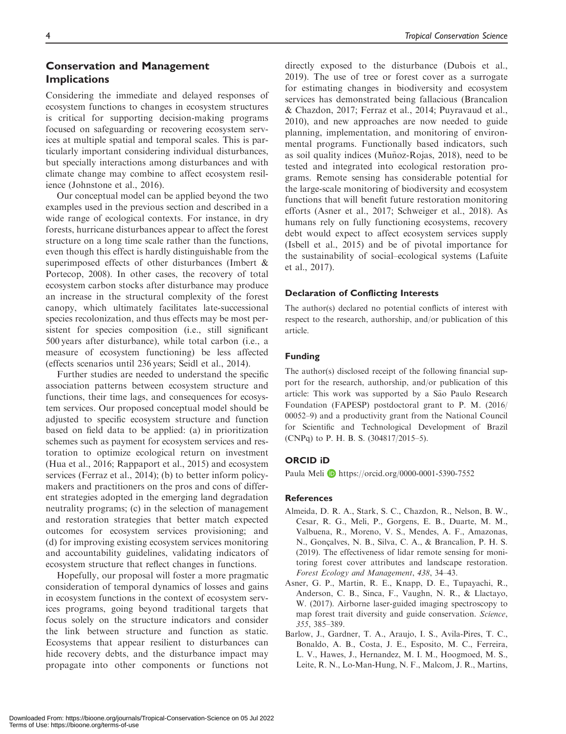## Conservation and Management Implications

Considering the immediate and delayed responses of ecosystem functions to changes in ecosystem structures is critical for supporting decision-making programs focused on safeguarding or recovering ecosystem services at multiple spatial and temporal scales. This is particularly important considering individual disturbances, but specially interactions among disturbances and with climate change may combine to affect ecosystem resilience (Johnstone et al., 2016).

Our conceptual model can be applied beyond the two examples used in the previous section and described in a wide range of ecological contexts. For instance, in dry forests, hurricane disturbances appear to affect the forest structure on a long time scale rather than the functions, even though this effect is hardly distinguishable from the superimposed effects of other disturbances (Imbert & Portecop, 2008). In other cases, the recovery of total ecosystem carbon stocks after disturbance may produce an increase in the structural complexity of the forest canopy, which ultimately facilitates late-successional species recolonization, and thus effects may be most persistent for species composition (i.e., still significant 500 years after disturbance), while total carbon (i.e., a measure of ecosystem functioning) be less affected (effects scenarios until 236 years; Seidl et al., 2014).

Further studies are needed to understand the specific association patterns between ecosystem structure and functions, their time lags, and consequences for ecosystem services. Our proposed conceptual model should be adjusted to specific ecosystem structure and function based on field data to be applied: (a) in prioritization schemes such as payment for ecosystem services and restoration to optimize ecological return on investment (Hua et al., 2016; Rappaport et al., 2015) and ecosystem services (Ferraz et al., 2014); (b) to better inform policymakers and practitioners on the pros and cons of different strategies adopted in the emerging land degradation neutrality programs; (c) in the selection of management and restoration strategies that better match expected outcomes for ecosystem services provisioning; and (d) for improving existing ecosystem services monitoring and accountability guidelines, validating indicators of ecosystem structure that reflect changes in functions.

Hopefully, our proposal will foster a more pragmatic consideration of temporal dynamics of losses and gains in ecosystem functions in the context of ecosystem services programs, going beyond traditional targets that focus solely on the structure indicators and consider the link between structure and function as static. Ecosystems that appear resilient to disturbances can hide recovery debts, and the disturbance impact may propagate into other components or functions not directly exposed to the disturbance (Dubois et al., 2019). The use of tree or forest cover as a surrogate for estimating changes in biodiversity and ecosystem services has demonstrated being fallacious (Brancalion & Chazdon, 2017; Ferraz et al., 2014; Puyravaud et al., 2010), and new approaches are now needed to guide planning, implementation, and monitoring of environmental programs. Functionally based indicators, such as soil quality indices (Muñoz-Rojas, 2018), need to be tested and integrated into ecological restoration programs. Remote sensing has considerable potential for the large-scale monitoring of biodiversity and ecosystem functions that will benefit future restoration monitoring efforts (Asner et al., 2017; Schweiger et al., 2018). As humans rely on fully functioning ecosystems, recovery debt would expect to affect ecosystem services supply (Isbell et al., 2015) and be of pivotal importance for the sustainability of social–ecological systems (Lafuite et al., 2017).

### Declaration of Conflicting Interests

The author(s) declared no potential conflicts of interest with respect to the research, authorship, and/or publication of this article.

### Funding

The author(s) disclosed receipt of the following financial support for the research, authorship, and/or publication of this article: This work was supported by a São Paulo Research Foundation (FAPESP) postdoctoral grant to P. M. (2016/00052–9) and a productivity grant from the National Council for Scientific and Technological Development of Brazil (CNPq) to P. H. B. S. (304817/2015–5).

### ORCID iD

Paula Meli https://orcid.org/0000-0001-5390-7552

### References

Almeida, D. R. A., Stark, S. C., Chazdon, R., Nelson, B. W., Cesar, R. G., Meli, P., Gorgens, E. B., Duarte, M. M., Valbuena, R., Moreno, V. S., Mendes, A. F., Amazonas, N., Gonçalves, N. B., Silva, C. A., & Brancalion, P. H. S. (2019). The effectiveness of lidar remote sensing for monitoring forest cover attributes and landscape restoration. *Forest Ecology and Management*, *438*, 34–43.

Asner, G. P., Martin, R. E., Knapp, D. E., Tupayachi, R., Anderson, C. B., Sinca, F., Vaughn, N. R., & Llactayo, W. (2017). Airborne laser-guided imaging spectroscopy to map forest trait diversity and guide conservation. *Science*, *355*, 385–389.

Barlow, J., Gardner, T. A., Araujo, I. S., Avila-Pires, T. C., Bonaldo, A. B., Costa, J. E., Esposito, M. C., Ferreira, L. V., Hawes, J., Hernandez, M. I. M., Hoogmoed, M. S., Leite, R. N., Lo-Man-Hung, N. F., Malcom, J. R., Martins,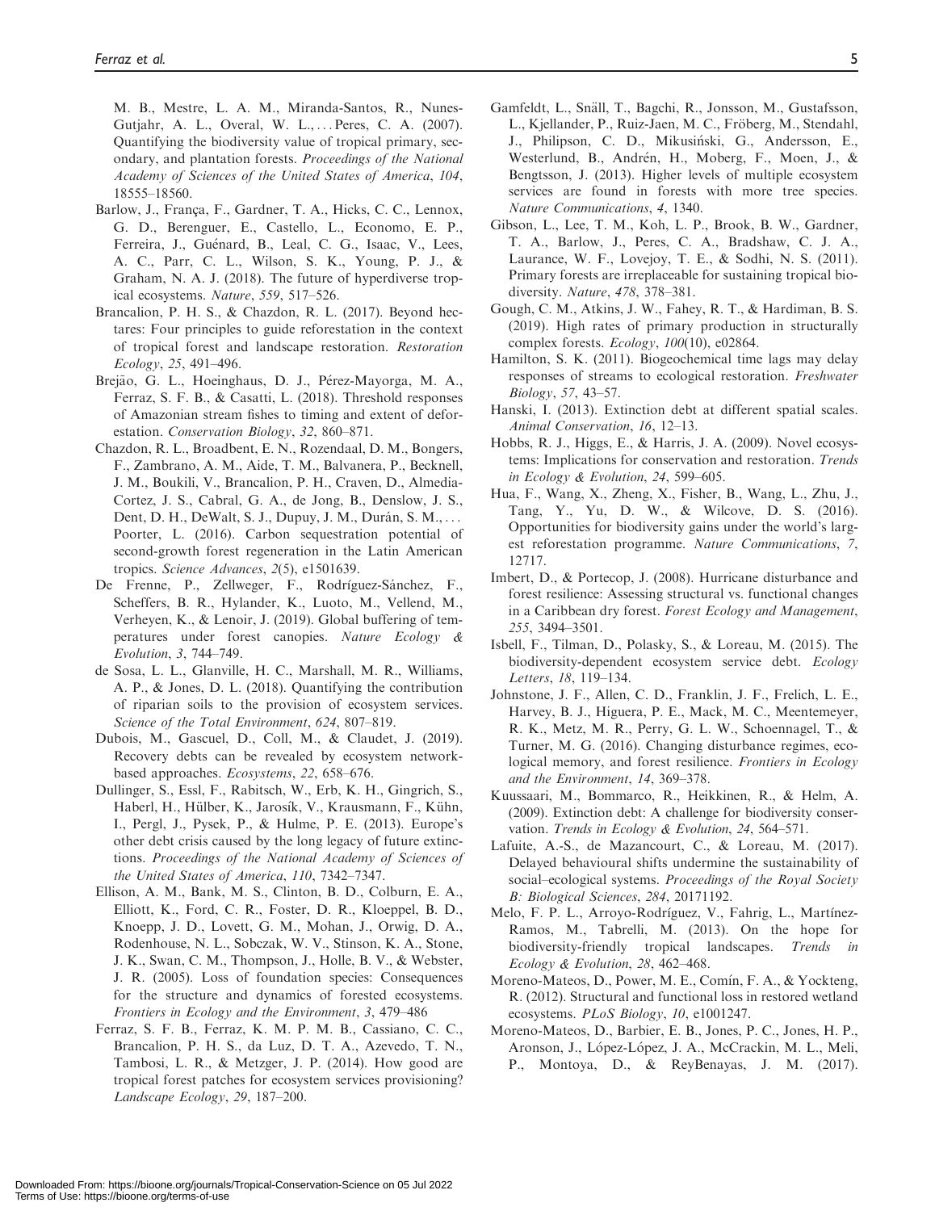M. B., Mestre, L. A. M., Miranda-Santos, R., Nunes-Gutjahr, A. L., Overal, W. L., ... Peres, C. A. (2007). Quantifying the biodiversity value of tropical primary, secondary, and plantation forests. *Proceedings of the National Academy of Sciences of the United States of America*, *104*, 18555–18560.

Barlow, J., França, F., Gardner, T. A., Hicks, C. C., Lennox, G. D., Berenguer, E., Castello, L., Economo, E. P., Ferreira, J., Guénard, B., Leal, C. G., Isaac, V., Lees, A. C., Parr, C. L., Wilson, S. K., Young, P. J., & Graham, N. A. J. (2018). The future of hyperdiverse tropical ecosystems. *Nature*, *559*, 517–526.

Brancalion, P. H. S., & Chazdon, R. L. (2017). Beyond hectares: Four principles to guide reforestation in the context of tropical forest and landscape restoration. *Restoration Ecology*, *25*, 491–496.

Brejão, G. L., Hoeinghaus, D. J., Pérez-Mayorga, M. A., Ferraz, S. F. B., & Casatti, L. (2018). Threshold responses of Amazonian stream fishes to timing and extent of deforestation. *Conservation Biology*, *32*, 860–871.

Chazdon, R. L., Broadbent, E. N., Rozendaal, D. M., Bongers, F., Zambrano, A. M., Aide, T. M., Balvanera, P., Becknell, J. M., Boukili, V., Brancalion, P. H., Craven, D., Almedia-Cortez, J. S., Cabral, G. A., de Jong, B., Denslow, J. S., Dent, D. H., DeWalt, S. J., Dupuy, J. M., Durán, S. M., ... Poorter, L. (2016). Carbon sequestration potential of second-growth forest regeneration in the Latin American tropics. *Science Advances*, *2*(5), e1501639.

De Frenne, P., Zellweger, F., Rodríguez-Sánchez, F., Scheffers, B. R., Hylander, K., Luoto, M., Vellend, M., Verheyen, K., & Lenoir, J. (2019). Global buffering of temperatures under forest canopies. *Nature Ecology & Evolution*, *3*, 744–749.

de Sosa, L. L., Glanville, H. C., Marshall, M. R., Williams, A. P., & Jones, D. L. (2018). Quantifying the contribution of riparian soils to the provision of ecosystem services. *Science of the Total Environment*, *624*, 807–819.

Dubois, M., Gascuel, D., Coll, M., & Claudet, J. (2019). Recovery debts can be revealed by ecosystem network-based approaches. *Ecosystems*, *22*, 658–676.

Dullinger, S., Essl, F., Rabitsch, W., Erb, K. H., Gingrich, S., Haberl, H., Hülber, K., Jarosík, V., Krausmann, F., Kühn, I., Pergl, J., Pysek, P., & Hulme, P. E. (2013). Europe's other debt crisis caused by the long legacy of future extinctions. *Proceedings of the National Academy of Sciences of the United States of America*, *110*, 7342–7347.

Ellison, A. M., Bank, M. S., Clinton, B. D., Colburn, E. A., Elliott, K., Ford, C. R., Foster, D. R., Kloeppel, B. D., Knoepp, J. D., Lovett, G. M., Mohan, J., Orwig, D. A., Rodenhouse, N. L., Sobczak, W. V., Stinson, K. A., Stone, J. K., Swan, C. M., Thompson, J., Holle, B. V., & Webster, J. R. (2005). Loss of foundation species: Consequences for the structure and dynamics of forested ecosystems. *Frontiers in Ecology and the Environment*, *3*, 479–486

Ferraz, S. F. B., Ferraz, K. M. P. M. B., Cassiano, C. C., Brancalion, P. H. S., da Luz, D. T. A., Azevedo, T. N., Tambosi, L. R., & Metzger, J. P. (2014). How good are tropical forest patches for ecosystem services provisioning? *Landscape Ecology*, *29*, 187–200.

Gamfeldt, L., Snäll, T., Bagchi, R., Jonsson, M., Gustafsson, L., Kjellander, P., Ruiz-Jaen, M. C., Fröberg, M., Stendahl, J., Philipson, C. D., Mikusiński, G., Andersson, E., Westerlund, B., Andrén, H., Moberg, F., Moen, J., & Bengtsson, J. (2013). Higher levels of multiple ecosystem services are found in forests with more tree species. *Nature Communications*, *4*, 1340.

Gibson, L., Lee, T. M., Koh, L. P., Brook, B. W., Gardner, T. A., Barlow, J., Peres, C. A., Bradshaw, C. J. A., Laurance, W. F., Lovejoy, T. E., & Sodhi, N. S. (2011). Primary forests are irreplaceable for sustaining tropical biodiversity. *Nature*, *478*, 378–381.

Gough, C. M., Atkins, J. W., Fahey, R. T., & Hardiman, B. S. (2019). High rates of primary production in structurally complex forests. *Ecology*, *100*(10), e02864.

Hamilton, S. K. (2011). Biogeochemical time lags may delay responses of streams to ecological restoration. *Freshwater Biology*, *57*, 43–57.

Hanski, I. (2013). Extinction debt at different spatial scales. *Animal Conservation*, *16*, 12–13.

Hobbs, R. J., Higgs, E., & Harris, J. A. (2009). Novel ecosystems: Implications for conservation and restoration. *Trends in Ecology & Evolution*, *24*, 599–605.

Hua, F., Wang, X., Zheng, X., Fisher, B., Wang, L., Zhu, J., Tang, Y., Yu, D. W., & Wilcove, D. S. (2016). Opportunities for biodiversity gains under the world's largest reforestation programme. *Nature Communications*, *7*, 12717.

Imbert, D., & Portecop, J. (2008). Hurricane disturbance and forest resilience: Assessing structural vs. functional changes in a Caribbean dry forest. *Forest Ecology and Management*, *255*, 3494–3501.

Isbell, F., Tilman, D., Polasky, S., & Loreau, M. (2015). The biodiversity-dependent ecosystem service debt. *Ecology Letters*, *18*, 119–134.

Johnstone, J. F., Allen, C. D., Franklin, J. F., Frelich, L. E., Harvey, B. J., Higuera, P. E., Mack, M. C., Meentemeyer, R. K., Metz, M. R., Perry, G. L. W., Schoennagel, T., & Turner, M. G. (2016). Changing disturbance regimes, ecological memory, and forest resilience. *Frontiers in Ecology and the Environment*, *14*, 369–378.

Kuussaari, M., Bommarco, R., Heikkinen, R., & Helm, A. (2009). Extinction debt: A challenge for biodiversity conservation. *Trends in Ecology & Evolution*, *24*, 564–571.

Lafuite, A.-S., de Mazancourt, C., & Loreau, M. (2017). Delayed behavioural shifts undermine the sustainability of social–ecological systems. *Proceedings of the Royal Society B: Biological Sciences*, *284*, 20171192.

Melo, F. P. L., Arroyo-Rodríguez, V., Fahrig, L., Martínez-Ramos, M., Tabrelli, M. (2013). On the hope for biodiversity-friendly tropical landscapes. *Trends in Ecology & Evolution*, *28*, 462–468.

Moreno-Mateos, D., Power, M. E., Comín, F. A., & Yockteng, R. (2012). Structural and functional loss in restored wetland ecosystems. *PLoS Biology*, *10*, e1001247.

Moreno-Mateos, D., Barbier, E. B., Jones, P. C., Jones, H. P., Aronson, J., López-López, J. A., McCrackin, M. L., Meli, P., Montoya, D., & ReyBenayas, J. M. (2017).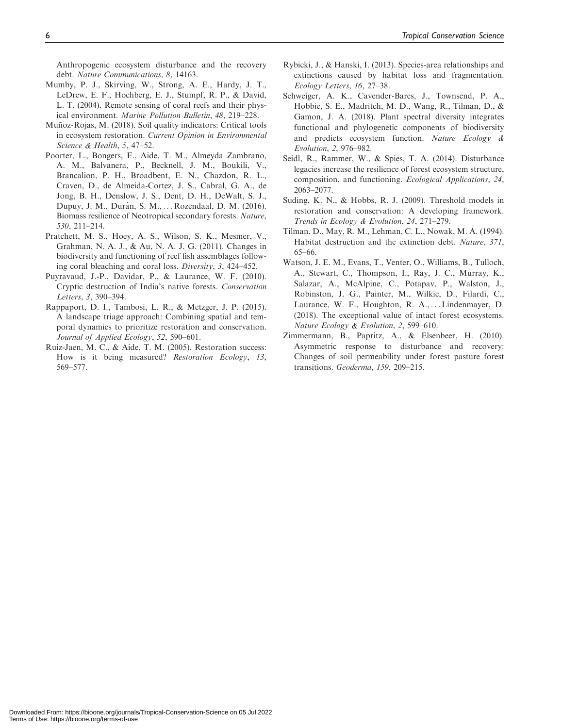Anthropogenic ecosystem disturbance and the recovery debt. *Nature Communications*, *8*, 14163.

Mumby, P. J., Skirving, W., Strong, A. E., Hardy, J. T., LeDrew, E. F., Hochberg, E. J., Stumpf, R. P., & David, L. T. (2004). Remote sensing of coral reefs and their physical environment. *Marine Pollution Bulletin*, *48*, 219–228.

Muñoz-Rojas, M. (2018). Soil quality indicators: Critical tools in ecosystem restoration. *Current Opinion in Environmental Science & Health*, *5*, 47–52.

Poorter, L., Bongers, F., Aide, T. M., Almeyda Zambrano, A. M., Balvanera, P., Becknell, J. M., Boukili, V., Brancalion, P. H., Broadbent, E. N., Chazdon, R. L., Craven, D., de Almeida-Cortez, J. S., Cabral, G. A., de Jong, B. H., Denslow, J. S., Dent, D. H., DeWalt, S. J., Dupuy, J. M., Durán, S. M., ... Rozendaal, D. M. (2016). Biomass resilience of Neotropical secondary forests. *Nature*, *530*, 211–214.

Pratchett, M. S., Hoey, A. S., Wilson, S. K., Mesmer, V., Grahman, N. A. J., & Au, N. A. J. G. (2011). Changes in biodiversity and functioning of reef fish assemblages following coral bleaching and coral loss. *Diversity*, *3*, 424–452.

Puyravaud, J.-P., Davidar, P., & Laurance, W. F. (2010). Cryptic destruction of India's native forests. *Conservation Letters*, *3*, 390–394.

Rappaport, D. I., Tambosi, L. R., & Metzger, J. P. (2015). A landscape triage approach: Combining spatial and temporal dynamics to prioritize restoration and conservation. *Journal of Applied Ecology*, *52*, 590–601.

Ruiz-Jaen, M. C., & Aide, T. M. (2005). Restoration success: How is it being measured? *Restoration Ecology*, *13*, 569–577.

Rybicki, J., & Hanski, I. (2013). Species-area relationships and extinctions caused by habitat loss and fragmentation. *Ecology Letters*, *16*, 27–38.

Schweiger, A. K., Cavender-Bares, J., Townsend, P. A., Hobbie, S. E., Madritch, M. D., Wang, R., Tilman, D., & Gamon, J. A. (2018). Plant spectral diversity integrates functional and phylogenetic components of biodiversity and predicts ecosystem function. *Nature Ecology & Evolution*, *2*, 976–982.

Seidl, R., Rammer, W., & Spies, T. A. (2014). Disturbance legacies increase the resilience of forest ecosystem structure, composition, and functioning. *Ecological Applications*, *24*, 2063–2077.

Suding, K. N., & Hobbs, R. J. (2009). Threshold models in restoration and conservation: A developing framework. *Trends in Ecology & Evolution*, *24*, 271–279.

Tilman, D., May, R. M., Lehman, C. L., Nowak, M. A. (1994). Habitat destruction and the extinction debt. *Nature*, *371*, 65–66.

Watson, J. E. M., Evans, T., Venter, O., Williams, B., Tulloch, A., Stewart, C., Thompson, I., Ray, J. C., Murray, K., Salazar, A., McAlpine, C., Potapav, P., Walston, J., Robinston, J. G., Painter, M., Wilkie, D., Filardi, C., Laurance, W. F., Houghton, R. A., ... Lindenmayer, D. (2018). The exceptional value of intact forest ecosystems. *Nature Ecology & Evolution*, *2*, 599–610.

Zimmermann, B., Papritz, A., & Elsenbeer, H. (2010). Asymmetric response to disturbance and recovery: Changes of soil permeability under forest–pasture–forest transitions. *Geoderma*, *159*, 209–215.